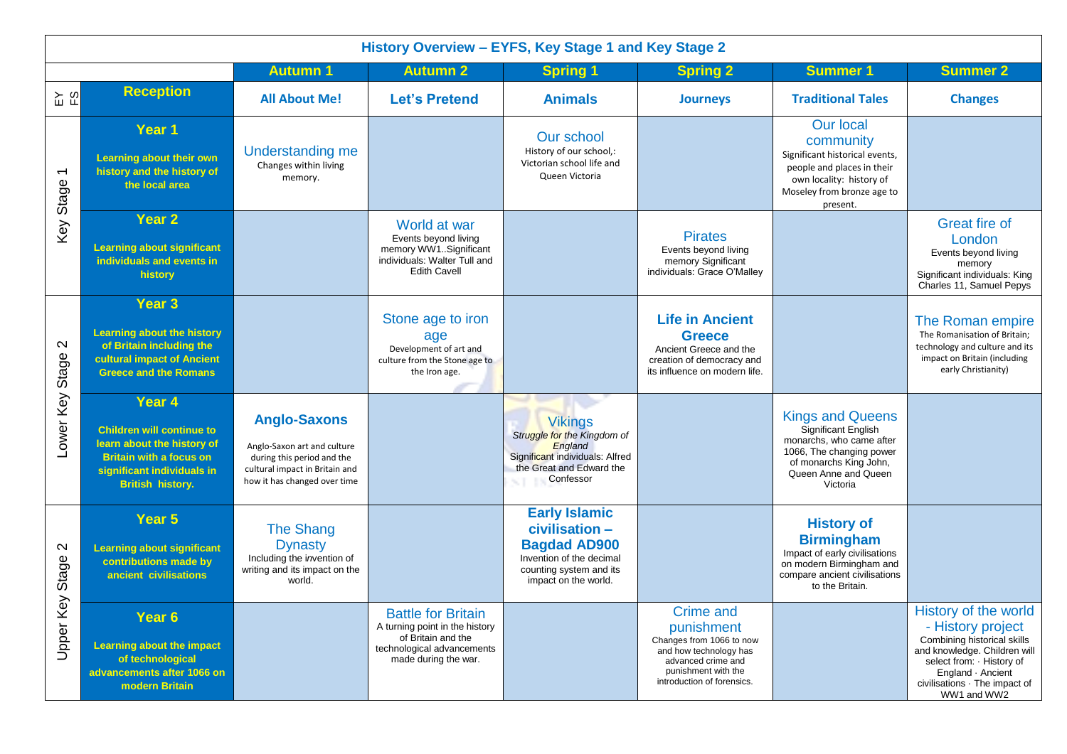# History Overview – EYFS, Key Stage 1 and Key Stage 2

| | | Autumn 1 | Autumn 2 | Spring 1 | Spring 2 | Summer 1 | Summer 2 |
|---|---|---|---|---|---|---|---|
| EYFS | **Reception** | **All About Me!** | **Let's Pretend** | **Animals** | **Journeys** | **Traditional Tales** | **Changes** |
| Key Stage 1 | **Year 1** **Learning about their own history and the history of the local area** | Understanding me Changes within living memory. | | Our school History of our school,: Victorian school life and Queen Victoria | | Our local community Significant historical events, people and places in their own locality: history of Moseley from bronze age to present. | |
| Key Stage 1 | **Year 2** **Learning about significant individuals and events in history** | | World at war Events beyond living memory WW1..Significant individuals: Walter Tull and Edith Cavell | | Pirates Events beyond living memory Significant individuals: Grace O'Malley | | Great fire of London Events beyond living memory Significant individuals: King Charles 11, Samuel Pepys |
| Lower Key Stage 2 | **Year 3** **Learning about the history of Britain including the cultural impact of Ancient Greece and the Romans** | | Stone age to iron age Development of art and culture from the Stone age to the Iron age. | | **Life in Ancient Greece** Ancient Greece and the creation of democracy and its influence on modern life. | | The Roman empire The Romanisation of Britain; technology and culture and its impact on Britain (including early Christianity) |
| Lower Key Stage 2 | **Year 4** **Children will continue to learn about the history of Britain with a focus on significant individuals in British history.** | **Anglo-Saxons** Anglo-Saxon art and culture during this period and the cultural impact in Britain and how it has changed over time | | Vikings *Struggle for the Kingdom of England* Significant individuals: Alfred the Great and Edward the Confessor | | Kings and Queens Significant English monarchs, who came after 1066, The changing power of monarchs King John, Queen Anne and Queen Victoria | |
| Upper Key Stage 2 | **Year 5** **Learning about significant contributions made by ancient civilisations** | The Shang Dynasty Including the invention of writing and its impact on the world. | | **Early Islamic civilisation – Bagdad AD900** Invention of the decimal counting system and its impact on the world. | | **History of Birmingham** Impact of early civilisations on modern Birmingham and compare ancient civilisations to the Britain. | |
| Upper Key Stage 2 | **Year 6** **Learning about the impact of technological advancements after 1066 on modern Britain** | | Battle for Britain A turning point in the history of Britain and the technological advancements made during the war. | | Crime and punishment Changes from 1066 to now and how technology has advanced crime and punishment with the introduction of forensics. | | History of the world - History project Combining historical skills and knowledge. Children will select from: · History of England · Ancient civilisations · The impact of WW1 and WW2 |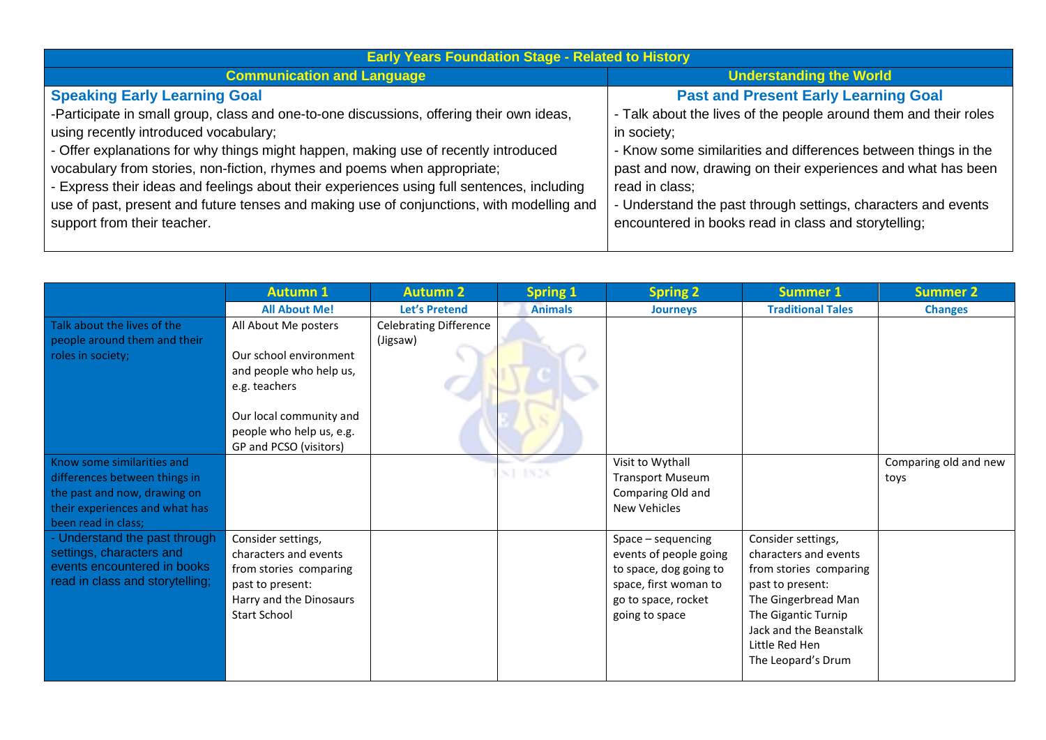| Early Years Foundation Stage - Related to History | |
|---|---|
| **Communication and Language** | **Understanding the World** |
| **Speaking Early Learning Goal**<br>-Participate in small group, class and one-to-one discussions, offering their own ideas, using recently introduced vocabulary;<br>- Offer explanations for why things might happen, making use of recently introduced vocabulary from stories, non-fiction, rhymes and poems when appropriate;<br>- Express their ideas and feelings about their experiences using full sentences, including use of past, present and future tenses and making use of conjunctions, with modelling and support from their teacher. | **Past and Present Early Learning Goal**<br>- Talk about the lives of the people around them and their roles in society;<br>- Know some similarities and differences between things in the past and now, drawing on their experiences and what has been read in class;<br>- Understand the past through settings, characters and events encountered in books read in class and storytelling; |

| | Autumn 1 | Autumn 2 | Spring 1 | Spring 2 | Summer 1 | Summer 2 |
|---|---|---|---|---|---|---|
| | **All About Me!** | **Let's Pretend** | **Animals** | **Journeys** | **Traditional Tales** | **Changes** |
| Talk about the lives of the people around them and their roles in society; | All About Me posters<br><br>Our school environment and people who help us, e.g. teachers<br><br>Our local community and people who help us, e.g. GP and PCSO (visitors) | Celebrating Difference (Jigsaw) | | | | |
| Know some similarities and differences between things in the past and now, drawing on their experiences and what has been read in class; | | | | Visit to Wythall Transport Museum Comparing Old and New Vehicles | | Comparing old and new toys |
| - Understand the past through settings, characters and events encountered in books read in class and storytelling; | Consider settings, characters and events from stories comparing past to present:<br>Harry and the Dinosaurs Start School | | | Space – sequencing events of people going to space, dog going to space, first woman to go to space, rocket going to space | Consider settings, characters and events from stories comparing past to present:<br>The Gingerbread Man<br>The Gigantic Turnip<br>Jack and the Beanstalk<br>Little Red Hen<br>The Leopard's Drum | |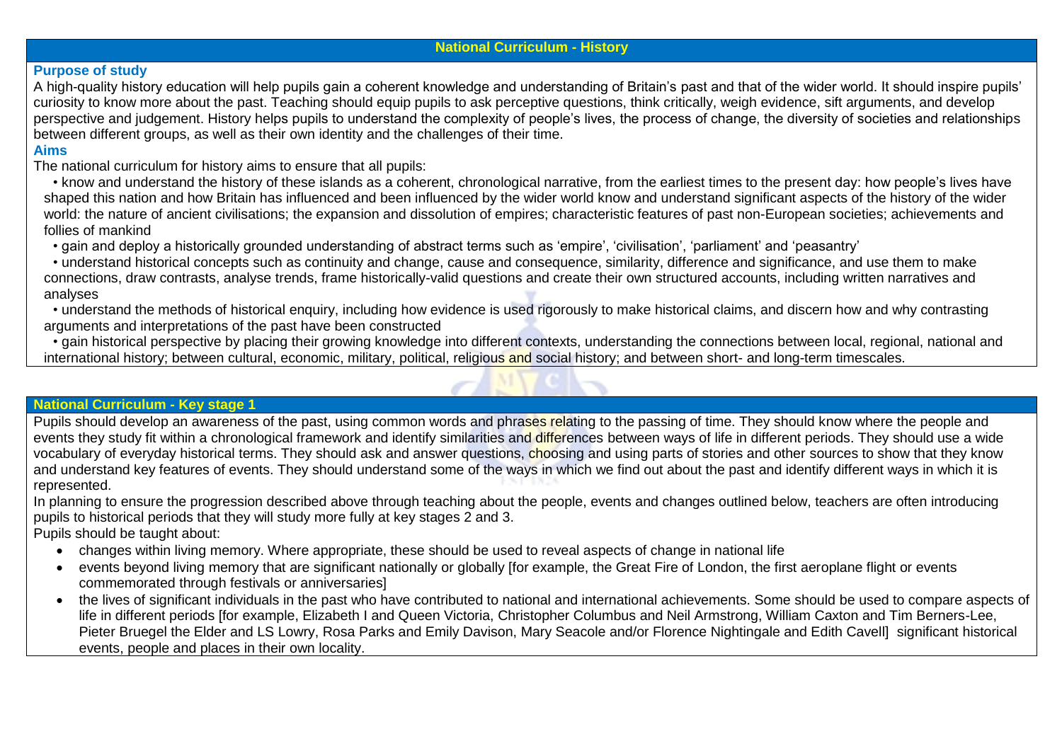## National Curriculum - History

### Purpose of study

A high-quality history education will help pupils gain a coherent knowledge and understanding of Britain's past and that of the wider world. It should inspire pupils' curiosity to know more about the past. Teaching should equip pupils to ask perceptive questions, think critically, weigh evidence, sift arguments, and develop perspective and judgement. History helps pupils to understand the complexity of people's lives, the process of change, the diversity of societies and relationships between different groups, as well as their own identity and the challenges of their time.

### Aims

The national curriculum for history aims to ensure that all pupils:

- know and understand the history of these islands as a coherent, chronological narrative, from the earliest times to the present day: how people's lives have shaped this nation and how Britain has influenced and been influenced by the wider world know and understand significant aspects of the history of the wider world: the nature of ancient civilisations; the expansion and dissolution of empires; characteristic features of past non-European societies; achievements and follies of mankind
- gain and deploy a historically grounded understanding of abstract terms such as 'empire', 'civilisation', 'parliament' and 'peasantry'
- understand historical concepts such as continuity and change, cause and consequence, similarity, difference and significance, and use them to make connections, draw contrasts, analyse trends, frame historically-valid questions and create their own structured accounts, including written narratives and analyses
- understand the methods of historical enquiry, including how evidence is used rigorously to make historical claims, and discern how and why contrasting arguments and interpretations of the past have been constructed
- gain historical perspective by placing their growing knowledge into different contexts, understanding the connections between local, regional, national and international history; between cultural, economic, military, political, religious and social history; and between short- and long-term timescales.

## National Curriculum - Key stage 1

Pupils should develop an awareness of the past, using common words and phrases relating to the passing of time. They should know where the people and events they study fit within a chronological framework and identify similarities and differences between ways of life in different periods. They should use a wide vocabulary of everyday historical terms. They should ask and answer questions, choosing and using parts of stories and other sources to show that they know and understand key features of events. They should understand some of the ways in which we find out about the past and identify different ways in which it is represented.

In planning to ensure the progression described above through teaching about the people, events and changes outlined below, teachers are often introducing pupils to historical periods that they will study more fully at key stages 2 and 3.

Pupils should be taught about:

- changes within living memory. Where appropriate, these should be used to reveal aspects of change in national life
- events beyond living memory that are significant nationally or globally [for example, the Great Fire of London, the first aeroplane flight or events commemorated through festivals or anniversaries]
- the lives of significant individuals in the past who have contributed to national and international achievements. Some should be used to compare aspects of life in different periods [for example, Elizabeth I and Queen Victoria, Christopher Columbus and Neil Armstrong, William Caxton and Tim Berners-Lee, Pieter Bruegel the Elder and LS Lowry, Rosa Parks and Emily Davison, Mary Seacole and/or Florence Nightingale and Edith Cavell] significant historical events, people and places in their own locality.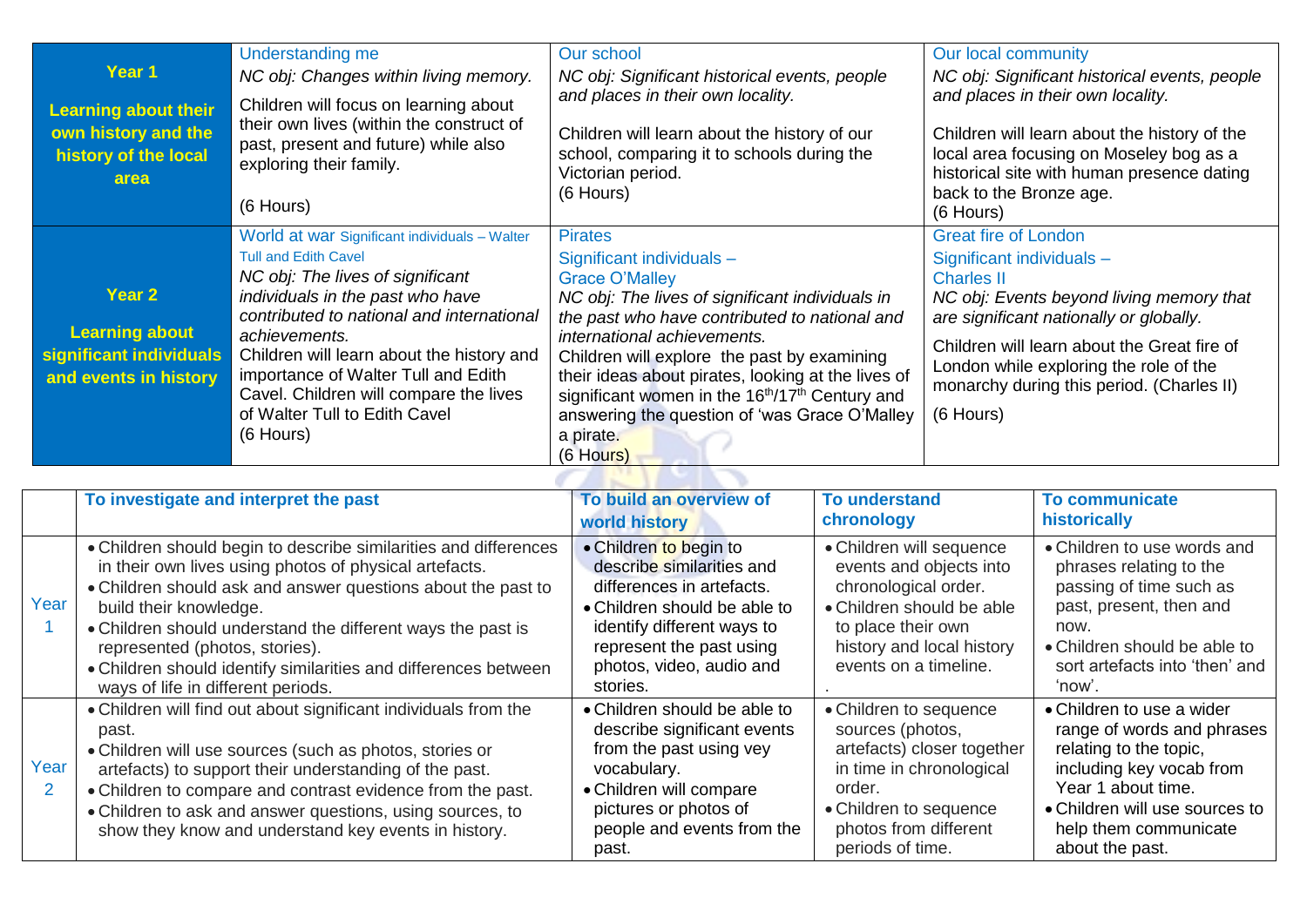| | | | |
|---|---|---|---|
| **Year 1**<br><br>**Learning about their own history and the history of the local area** | Understanding me<br>*NC obj: Changes within living memory.*<br>Children will focus on learning about their own lives (within the construct of past, present and future) while also exploring their family.<br><br>(6 Hours) | Our school<br>*NC obj: Significant historical events, people and places in their own locality.*<br><br>Children will learn about the history of our school, comparing it to schools during the Victorian period.<br>(6 Hours) | Our local community<br>*NC obj: Significant historical events, people and places in their own locality.*<br><br>Children will learn about the history of the local area focusing on Moseley bog as a historical site with human presence dating back to the Bronze age.<br>(6 Hours) |
| **Year 2**<br><br>**Learning about significant individuals and events in history** | World at war Significant individuals – Walter Tull and Edith Cavel<br>*NC obj: The lives of significant individuals in the past who have contributed to national and international achievements.*<br>Children will learn about the history and importance of Walter Tull and Edith Cavel. Children will compare the lives of Walter Tull to Edith Cavel<br>(6 Hours) | Pirates<br>Significant individuals – Grace O'Malley<br>*NC obj: The lives of significant individuals in the past who have contributed to national and international achievements.*<br>Children will explore the past by examining their ideas about pirates, looking at the lives of significant women in the 16th/17th Century and answering the question of 'was Grace O'Malley a pirate.<br>(6 Hours) | Great fire of London<br>Significant individuals – Charles II<br>*NC obj: Events beyond living memory that are significant nationally or globally.*<br>Children will learn about the Great fire of London while exploring the role of the monarchy during this period. (Charles II)<br><br>(6 Hours) |

| | To investigate and interpret the past | To build an overview of world history | To understand chronology | To communicate historically |
|---|---|---|---|---|
| Year 1 | • Children should begin to describe similarities and differences in their own lives using photos of physical artefacts.<br>• Children should ask and answer questions about the past to build their knowledge.<br>• Children should understand the different ways the past is represented (photos, stories).<br>• Children should identify similarities and differences between ways of life in different periods. | • Children to begin to describe similarities and differences in artefacts.<br>• Children should be able to identify different ways to represent the past using photos, video, audio and stories. | • Children will sequence events and objects into chronological order.<br>• Children should be able to place their own history and local history events on a timeline.<br>. | • Children to use words and phrases relating to the passing of time such as past, present, then and now.<br>• Children should be able to sort artefacts into 'then' and 'now'. |
| Year 2 | • Children will find out about significant individuals from the past.<br>• Children will use sources (such as photos, stories or artefacts) to support their understanding of the past.<br>• Children to compare and contrast evidence from the past.<br>• Children to ask and answer questions, using sources, to show they know and understand key events in history. | • Children should be able to describe significant events from the past using vey vocabulary.<br>• Children will compare pictures or photos of people and events from the past. | • Children to sequence sources (photos, artefacts) closer together in time in chronological order.<br>• Children to sequence photos from different periods of time. | • Children to use a wider range of words and phrases relating to the topic, including key vocab from Year 1 about time.<br>• Children will use sources to help them communicate about the past. |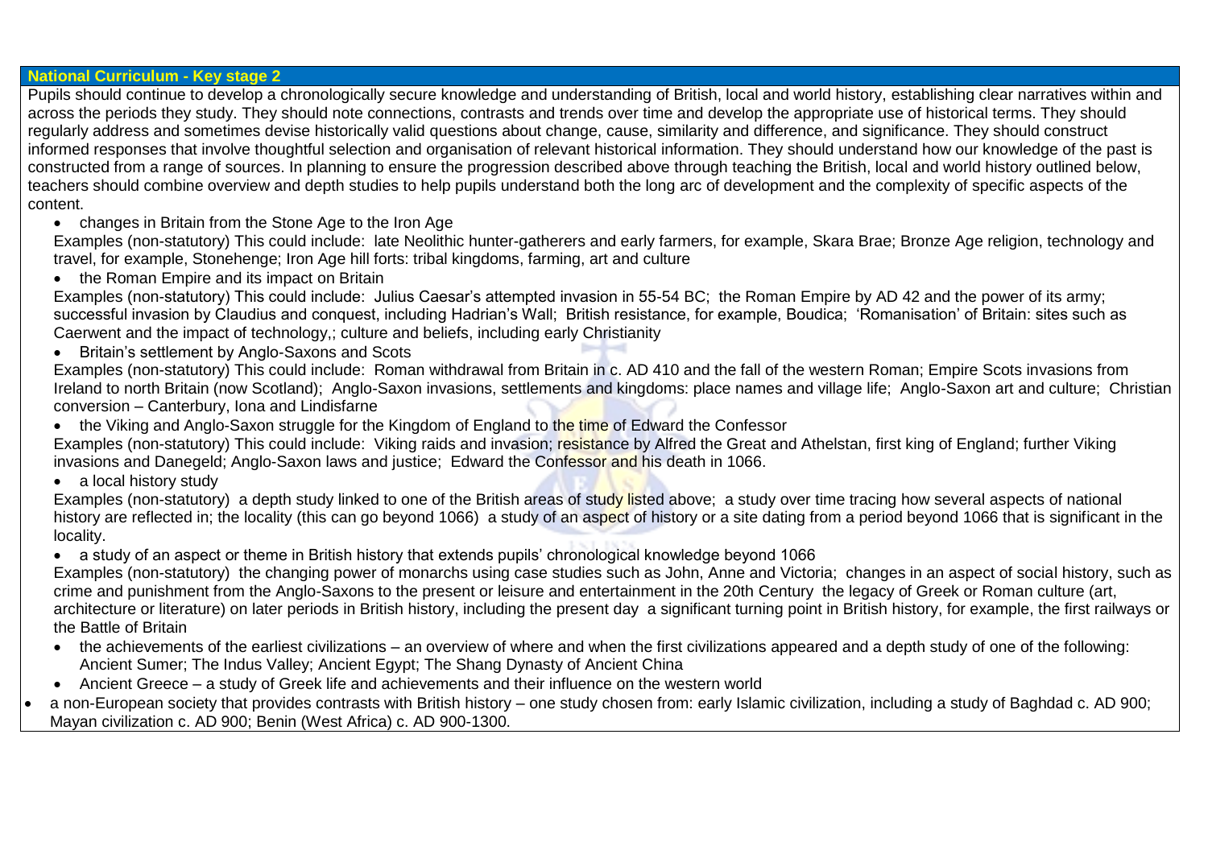## National Curriculum - Key stage 2

Pupils should continue to develop a chronologically secure knowledge and understanding of British, local and world history, establishing clear narratives within and across the periods they study. They should note connections, contrasts and trends over time and develop the appropriate use of historical terms. They should regularly address and sometimes devise historically valid questions about change, cause, similarity and difference, and significance. They should construct informed responses that involve thoughtful selection and organisation of relevant historical information. They should understand how our knowledge of the past is constructed from a range of sources. In planning to ensure the progression described above through teaching the British, local and world history outlined below, teachers should combine overview and depth studies to help pupils understand both the long arc of development and the complexity of specific aspects of the content.

- changes in Britain from the Stone Age to the Iron Age

  Examples (non-statutory) This could include: late Neolithic hunter-gatherers and early farmers, for example, Skara Brae; Bronze Age religion, technology and travel, for example, Stonehenge; Iron Age hill forts: tribal kingdoms, farming, art and culture

- the Roman Empire and its impact on Britain

  Examples (non-statutory) This could include: Julius Caesar's attempted invasion in 55-54 BC; the Roman Empire by AD 42 and the power of its army; successful invasion by Claudius and conquest, including Hadrian's Wall; British resistance, for example, Boudica; 'Romanisation' of Britain: sites such as Caerwent and the impact of technology,; culture and beliefs, including early Christianity

- Britain's settlement by Anglo-Saxons and Scots

  Examples (non-statutory) This could include: Roman withdrawal from Britain in c. AD 410 and the fall of the western Roman; Empire Scots invasions from Ireland to north Britain (now Scotland); Anglo-Saxon invasions, settlements and kingdoms: place names and village life; Anglo-Saxon art and culture; Christian conversion – Canterbury, Iona and Lindisfarne

- the Viking and Anglo-Saxon struggle for the Kingdom of England to the time of Edward the Confessor

  Examples (non-statutory) This could include: Viking raids and invasion; resistance by Alfred the Great and Athelstan, first king of England; further Viking invasions and Danegeld; Anglo-Saxon laws and justice; Edward the Confessor and his death in 1066.

- a local history study

  Examples (non-statutory) a depth study linked to one of the British areas of study listed above; a study over time tracing how several aspects of national history are reflected in; the locality (this can go beyond 1066) a study of an aspect of history or a site dating from a period beyond 1066 that is significant in the locality.

- a study of an aspect or theme in British history that extends pupils' chronological knowledge beyond 1066

  Examples (non-statutory) the changing power of monarchs using case studies such as John, Anne and Victoria; changes in an aspect of social history, such as crime and punishment from the Anglo-Saxons to the present or leisure and entertainment in the 20th Century the legacy of Greek or Roman culture (art, architecture or literature) on later periods in British history, including the present day a significant turning point in British history, for example, the first railways or the Battle of Britain

- the achievements of the earliest civilizations – an overview of where and when the first civilizations appeared and a depth study of one of the following: Ancient Sumer; The Indus Valley; Ancient Egypt; The Shang Dynasty of Ancient China
- Ancient Greece – a study of Greek life and achievements and their influence on the western world
- a non-European society that provides contrasts with British history – one study chosen from: early Islamic civilization, including a study of Baghdad c. AD 900; Mayan civilization c. AD 900; Benin (West Africa) c. AD 900-1300.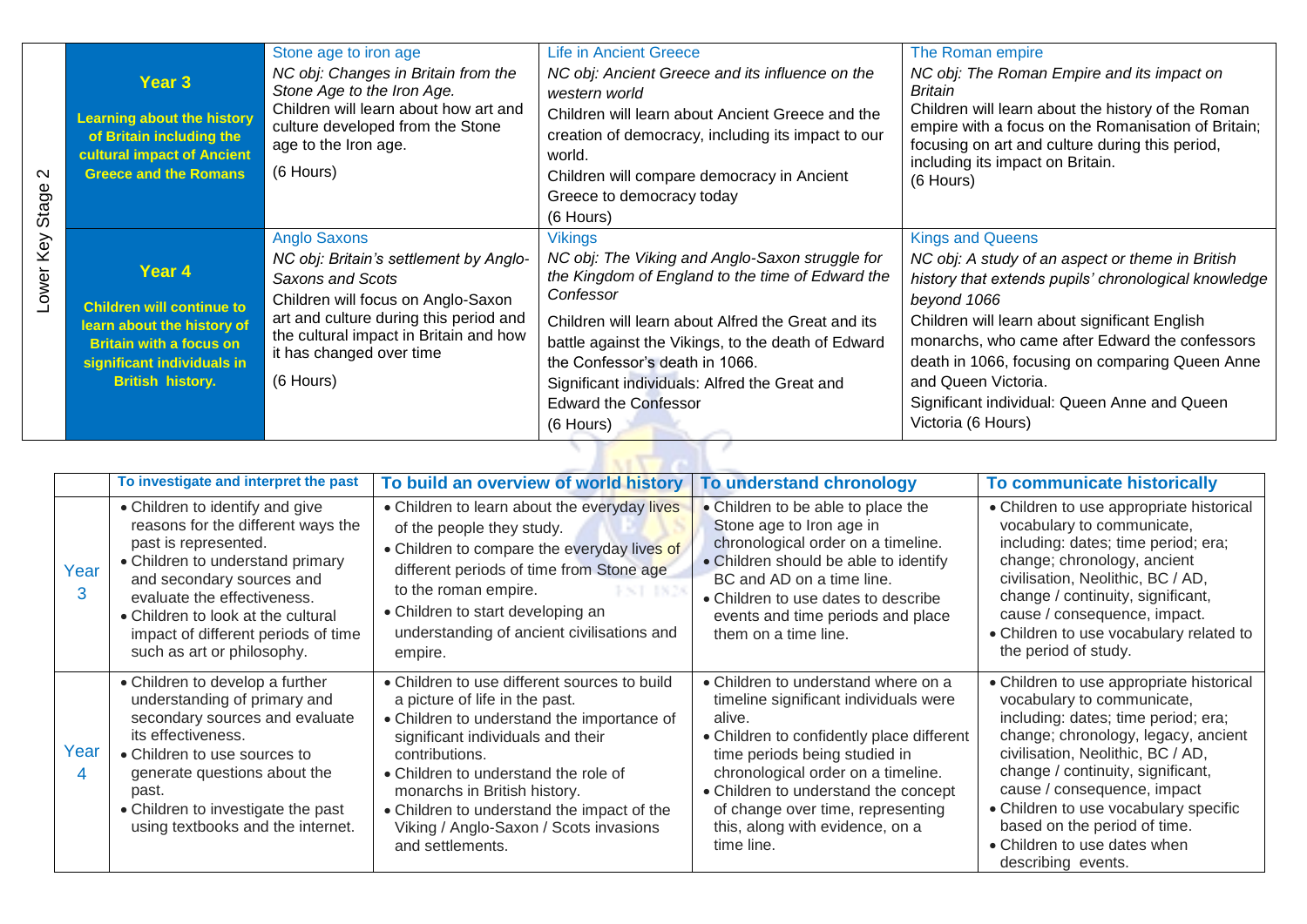| | | | | |
|---|---|---|---|---|
| Lower Key Stage 2 | **Year 3**<br>**Learning about the history of Britain including the cultural impact of Ancient Greece and the Romans** | Stone age to iron age<br>*NC obj: Changes in Britain from the Stone Age to the Iron Age.*<br>Children will learn about how art and culture developed from the Stone age to the Iron age.<br>(6 Hours) | Life in Ancient Greece<br>*NC obj: Ancient Greece and its influence on the western world*<br>Children will learn about Ancient Greece and the creation of democracy, including its impact to our world.<br>Children will compare democracy in Ancient Greece to democracy today<br>(6 Hours) | The Roman empire<br>*NC obj: The Roman Empire and its impact on Britain*<br>Children will learn about the history of the Roman empire with a focus on the Romanisation of Britain; focusing on art and culture during this period, including its impact on Britain.<br>(6 Hours) |
| | **Year 4**<br>**Children will continue to learn about the history of Britain with a focus on significant individuals in British history.** | Anglo Saxons<br>*NC obj: Britain's settlement by Anglo-Saxons and Scots*<br>Children will focus on Anglo-Saxon art and culture during this period and the cultural impact in Britain and how it has changed over time<br>(6 Hours) | Vikings<br>*NC obj: The Viking and Anglo-Saxon struggle for the Kingdom of England to the time of Edward the Confessor*<br>Children will learn about Alfred the Great and its battle against the Vikings, to the death of Edward the Confessor's death in 1066.<br>Significant individuals: Alfred the Great and Edward the Confessor<br>(6 Hours) | Kings and Queens<br>*NC obj: A study of an aspect or theme in British history that extends pupils' chronological knowledge beyond 1066*<br>Children will learn about significant English monarchs, who came after Edward the confessors death in 1066, focusing on comparing Queen Anne and Queen Victoria.<br>Significant individual: Queen Anne and Queen Victoria (6 Hours) |

| | To investigate and interpret the past | To build an overview of world history | To understand chronology | To communicate historically |
|---|---|---|---|---|
| Year 3 | • Children to identify and give reasons for the different ways the past is represented.<br>• Children to understand primary and secondary sources and evaluate the effectiveness.<br>• Children to look at the cultural impact of different periods of time such as art or philosophy. | • Children to learn about the everyday lives of the people they study.<br>• Children to compare the everyday lives of different periods of time from Stone age to the roman empire.<br>• Children to start developing an understanding of ancient civilisations and empire. | • Children to be able to place the Stone age to Iron age in chronological order on a timeline.<br>• Children should be able to identify BC and AD on a time line.<br>• Children to use dates to describe events and time periods and place them on a time line. | • Children to use appropriate historical vocabulary to communicate, including: dates; time period; era; change; chronology, ancient civilisation, Neolithic, BC / AD, change / continuity, significant, cause / consequence, impact.<br>• Children to use vocabulary related to the period of study. |
| Year 4 | • Children to develop a further understanding of primary and secondary sources and evaluate its effectiveness.<br>• Children to use sources to generate questions about the past.<br>• Children to investigate the past using textbooks and the internet. | • Children to use different sources to build a picture of life in the past.<br>• Children to understand the importance of significant individuals and their contributions.<br>• Children to understand the role of monarchs in British history.<br>• Children to understand the impact of the Viking / Anglo-Saxon / Scots invasions and settlements. | • Children to understand where on a timeline significant individuals were alive.<br>• Children to confidently place different time periods being studied in chronological order on a timeline.<br>• Children to understand the concept of change over time, representing this, along with evidence, on a time line. | • Children to use appropriate historical vocabulary to communicate, including: dates; time period; era; change; chronology, legacy, ancient civilisation, Neolithic, BC / AD, change / continuity, significant, cause / consequence, impact<br>• Children to use vocabulary specific based on the period of time.<br>• Children to use dates when describing events. |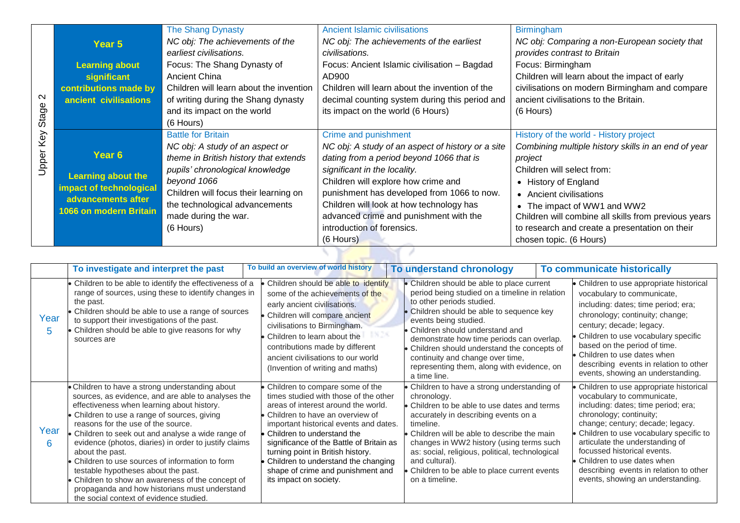| | | | | |
|---|---|---|---|---|
| Upper Key Stage 2 | **Year 5**<br><br>**Learning about significant contributions made by ancient civilisations** | The Shang Dynasty<br>*NC obj: The achievements of the earliest civilisations.*<br>Focus: The Shang Dynasty of Ancient China<br>Children will learn about the invention of writing during the Shang dynasty and its impact on the world<br>(6 Hours) | Ancient Islamic civilisations<br>*NC obj: The achievements of the earliest civilisations.*<br>Focus: Ancient Islamic civilisation – Bagdad AD900<br>Children will learn about the invention of the decimal counting system during this period and its impact on the world (6 Hours) | Birmingham<br>*NC obj: Comparing a non-European society that provides contrast to Britain*<br>Focus: Birmingham<br>Children will learn about the impact of early civilisations on modern Birmingham and compare ancient civilisations to the Britain.<br>(6 Hours) |
| | **Year 6**<br><br>**Learning about the impact of technological advancements after 1066 on modern Britain** | Battle for Britain<br>*NC obj: A study of an aspect or theme in British history that extends pupils' chronological knowledge beyond 1066*<br>Children will focus their learning on the technological advancements made during the war.<br>(6 Hours) | Crime and punishment<br>*NC obj: A study of an aspect of history or a site dating from a period beyond 1066 that is significant in the locality.*<br>Children will explore how crime and punishment has developed from 1066 to now.<br>Children will look at how technology has advanced crime and punishment with the introduction of forensics.<br>(6 Hours) | History of the world - History project<br>*Combining multiple history skills in an end of year project*<br>Children will select from:<br>• History of England<br>• Ancient civilisations<br>• The impact of WW1 and WW2<br>Children will combine all skills from previous years to research and create a presentation on their chosen topic. (6 Hours) |

| | **To investigate and interpret the past** | **To build an overview of world history** | **To understand chronology** | **To communicate historically** |
|---|---|---|---|---|
| Year 5 | • Children to be able to identify the effectiveness of a range of sources, using these to identify changes in the past.<br>• Children should be able to use a range of sources to support their investigations of the past.<br>• Children should be able to give reasons for why sources are | • Children should be able to identify some of the achievements of the early ancient civilisations.<br>• Children will compare ancient civilisations to Birmingham.<br>• Children to learn about the contributions made by different ancient civilisations to our world (Invention of writing and maths) | • Children should be able to place current period being studied on a timeline in relation to other periods studied.<br>• Children should be able to sequence key events being studied.<br>• Children should understand and demonstrate how time periods can overlap.<br>• Children should understand the concepts of continuity and change over time, representing them, along with evidence, on a time line. | • Children to use appropriate historical vocabulary to communicate, including: dates; time period; era; chronology; continuity; change; century; decade; legacy.<br>• Children to use vocabulary specific based on the period of time.<br>• Children to use dates when describing events in relation to other events, showing an understanding. |
| Year 6 | • Children to have a strong understanding about sources, as evidence, and are able to analyses the effectiveness when learning about history.<br>• Children to use a range of sources, giving reasons for the use of the source.<br>• Children to seek out and analyse a wide range of evidence (photos, diaries) in order to justify claims about the past.<br>• Children to use sources of information to form testable hypotheses about the past.<br>• Children to show an awareness of the concept of propaganda and how historians must understand the social context of evidence studied. | • Children to compare some of the times studied with those of the other areas of interest around the world.<br>• Children to have an overview of important historical events and dates.<br>• Children to understand the significance of the Battle of Britain as turning point in British history.<br>• Children to understand the changing shape of crime and punishment and its impact on society. | • Children to have a strong understanding of chronology.<br>• Children to be able to use dates and terms accurately in describing events on a timeline.<br>• Children will be able to describe the main changes in WW2 history (using terms such as: social, religious, political, technological and cultural).<br>• Children to be able to place current events on a timeline. | • Children to use appropriate historical vocabulary to communicate, including: dates; time period; era; chronology; continuity; change; century; decade; legacy.<br>• Children to use vocabulary specific to articulate the understanding of focussed historical events.<br>• Children to use dates when describing events in relation to other events, showing an understanding. |